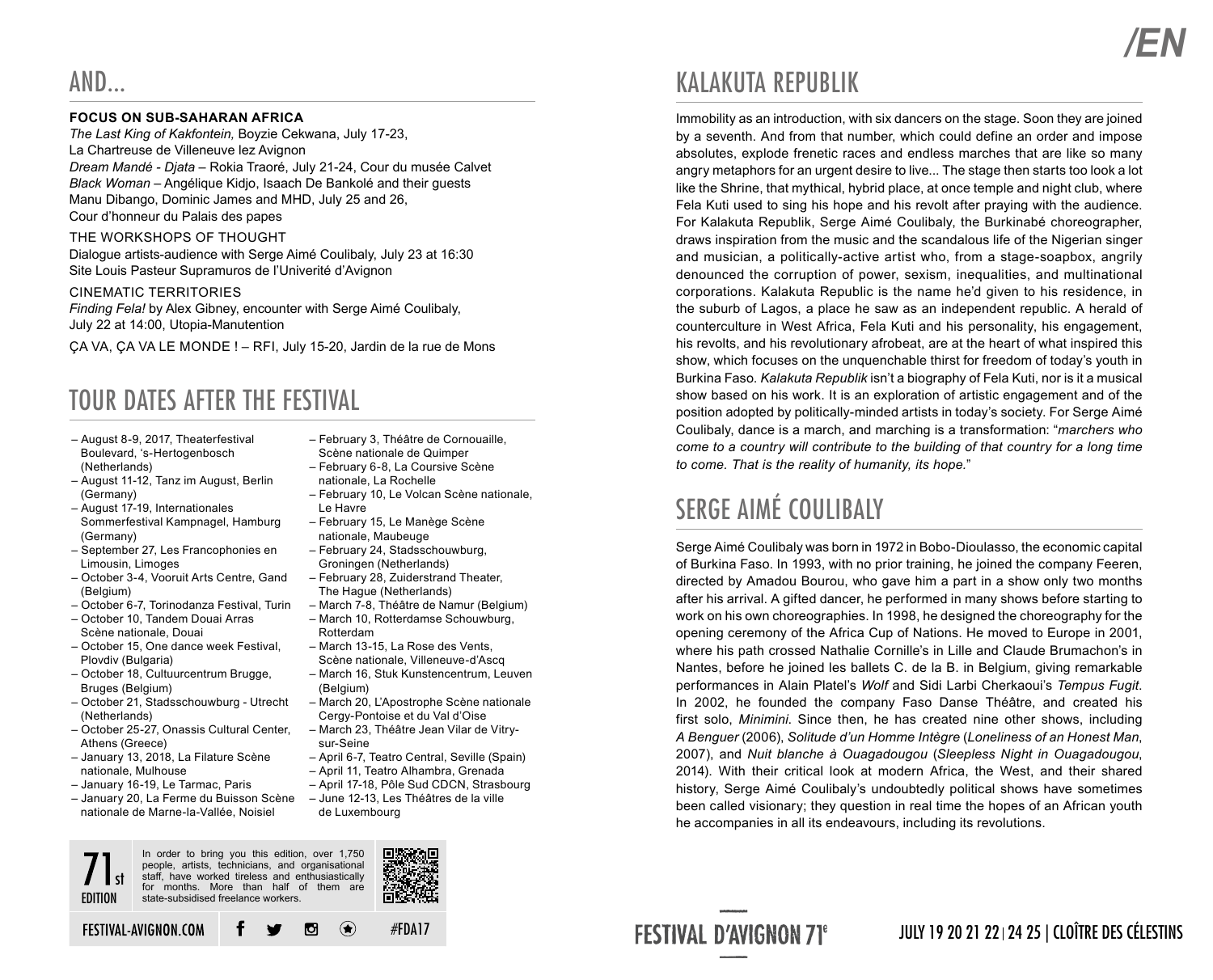## AND...

**FOCUS ON SUB-SAHARAN AFRICA**
*The Last King of Kakfontein,* Boyzie Cekwana, July 17-23,
La Chartreuse de Villeneuve lez Avignon
*Dream Mandé - Djata* – Rokia Traoré, July 21-24, Cour du musée Calvet
*Black Woman* – Angélique Kidjo, Isaach De Bankolé and their guests
Manu Dibango, Dominic James and MHD, July 25 and 26,
Cour d'honneur du Palais des papes

THE WORKSHOPS OF THOUGHT
Dialogue artists-audience with Serge Aimé Coulibaly, July 23 at 16:30
Site Louis Pasteur Supramuros de l'Univerité d'Avignon

CINEMATIC TERRITORIES
*Finding Fela!* by Alex Gibney, encounter with Serge Aimé Coulibaly,
July 22 at 14:00, Utopia-Manutention

ÇA VA, ÇA VA LE MONDE ! – RFI, July 15-20, Jardin de la rue de Mons

## TOUR DATES AFTER THE FESTIVAL

- August 8-9, 2017, Theaterfestival Boulevard, 's-Hertogenbosch (Netherlands)
- August 11-12, Tanz im August, Berlin (Germany)
- August 17-19, Internationales Sommerfestival Kampnagel, Hamburg (Germany)
- September 27, Les Francophonies en Limousin, Limoges
- October 3-4, Vooruit Arts Centre, Gand (Belgium)
- October 6-7, Torinodanza Festival, Turin
- October 10, Tandem Douai Arras Scène nationale, Douai
- October 15, One dance week Festival, Plovdiv (Bulgaria)
- October 18, Cultuurcentrum Brugge, Bruges (Belgium)
- October 21, Stadsschouwburg - Utrecht (Netherlands)
- October 25-27, Onassis Cultural Center, Athens (Greece)
- January 13, 2018, La Filature Scène nationale, Mulhouse
- January 16-19, Le Tarmac, Paris
- January 20, La Ferme du Buisson Scène nationale de Marne-la-Vallée, Noisiel
- February 3, Théâtre de Cornouaille, Scène nationale de Quimper
- February 6-8, La Coursive Scène nationale, La Rochelle
- February 10, Le Volcan Scène nationale, Le Havre
- February 15, Le Manège Scène nationale, Maubeuge
- February 24, Stadsschouwburg, Groningen (Netherlands)
- February 28, Zuiderstrand Theater, The Hague (Netherlands)
- March 7-8, Théâtre de Namur (Belgium)
- March 10, Rotterdamse Schouwburg, Rotterdam
- March 13-15, La Rose des Vents, Scène nationale, Villeneuve-d'Ascq
- March 16, Stuk Kunstencentrum, Leuven (Belgium)
- March 20, L'Apostrophe Scène nationale Cergy-Pontoise et du Val d'Oise
- March 23, Théâtre Jean Vilar de Vitry-sur-Seine
- April 6-7, Teatro Central, Seville (Spain)
- April 11, Teatro Alhambra, Grenada
- April 17-18, Pôle Sud CDCN, Strasbourg
- June 12-13, Les Théâtres de la ville de Luxembourg

71st EDITION

In order to bring you this edition, over 1,750 people, artists, technicians, and organisational staff, have worked tireless and enthusiastically for months. More than half of them are state-subsidised freelance workers.

FESTIVAL-AVIGNON.COM #FDA17

## KALAKUTA REPUBLIK

Immobility as an introduction, with six dancers on the stage. Soon they are joined by a seventh. And from that number, which could define an order and impose absolutes, explode frenetic races and endless marches that are like so many angry metaphors for an urgent desire to live... The stage then starts too look a lot like the Shrine, that mythical, hybrid place, at once temple and night club, where Fela Kuti used to sing his hope and his revolt after praying with the audience. For Kalakuta Republik, Serge Aimé Coulibaly, the Burkinabé choreographer, draws inspiration from the music and the scandalous life of the Nigerian singer and musician, a politically-active artist who, from a stage-soapbox, angrily denounced the corruption of power, sexism, inequalities, and multinational corporations. Kalakuta Republic is the name he'd given to his residence, in the suburb of Lagos, a place he saw as an independent republic. A herald of counterculture in West Africa, Fela Kuti and his personality, his engagement, his revolts, and his revolutionary afrobeat, are at the heart of what inspired this show, which focuses on the unquenchable thirst for freedom of today's youth in Burkina Faso. *Kalakuta Republik* isn't a biography of Fela Kuti, nor is it a musical show based on his work. It is an exploration of artistic engagement and of the position adopted by politically-minded artists in today's society. For Serge Aimé Coulibaly, dance is a march, and marching is a transformation: "*marchers who come to a country will contribute to the building of that country for a long time to come. That is the reality of humanity, its hope.*"

## SERGE AIMÉ COULIBALY

Serge Aimé Coulibaly was born in 1972 in Bobo-Dioulasso, the economic capital of Burkina Faso. In 1993, with no prior training, he joined the company Feeren, directed by Amadou Bourou, who gave him a part in a show only two months after his arrival. A gifted dancer, he performed in many shows before starting to work on his own choreographies. In 1998, he designed the choreography for the opening ceremony of the Africa Cup of Nations. He moved to Europe in 2001, where his path crossed Nathalie Cornille's in Lille and Claude Brumachon's in Nantes, before he joined les ballets C. de la B. in Belgium, giving remarkable performances in Alain Platel's *Wolf* and Sidi Larbi Cherkaoui's *Tempus Fugit*. In 2002, he founded the company Faso Danse Théâtre, and created his first solo, *Minimini*. Since then, he has created nine other shows, including *A Benguer* (2006), *Solitude d'un Homme Intègre* (*Loneliness of an Honest Man*, 2007), and *Nuit blanche à Ouagadougou* (*Sleepless Night in Ouagadougou*, 2014). With their critical look at modern Africa, the West, and their shared history, Serge Aimé Coulibaly's undoubtedly political shows have sometimes been called visionary; they question in real time the hopes of an African youth he accompanies in all its endeavours, including its revolutions.

FESTIVAL D'AVIGNON 71e

JULY 19 20 21 22 | 24 25 | CLOÎTRE DES CÉLESTINS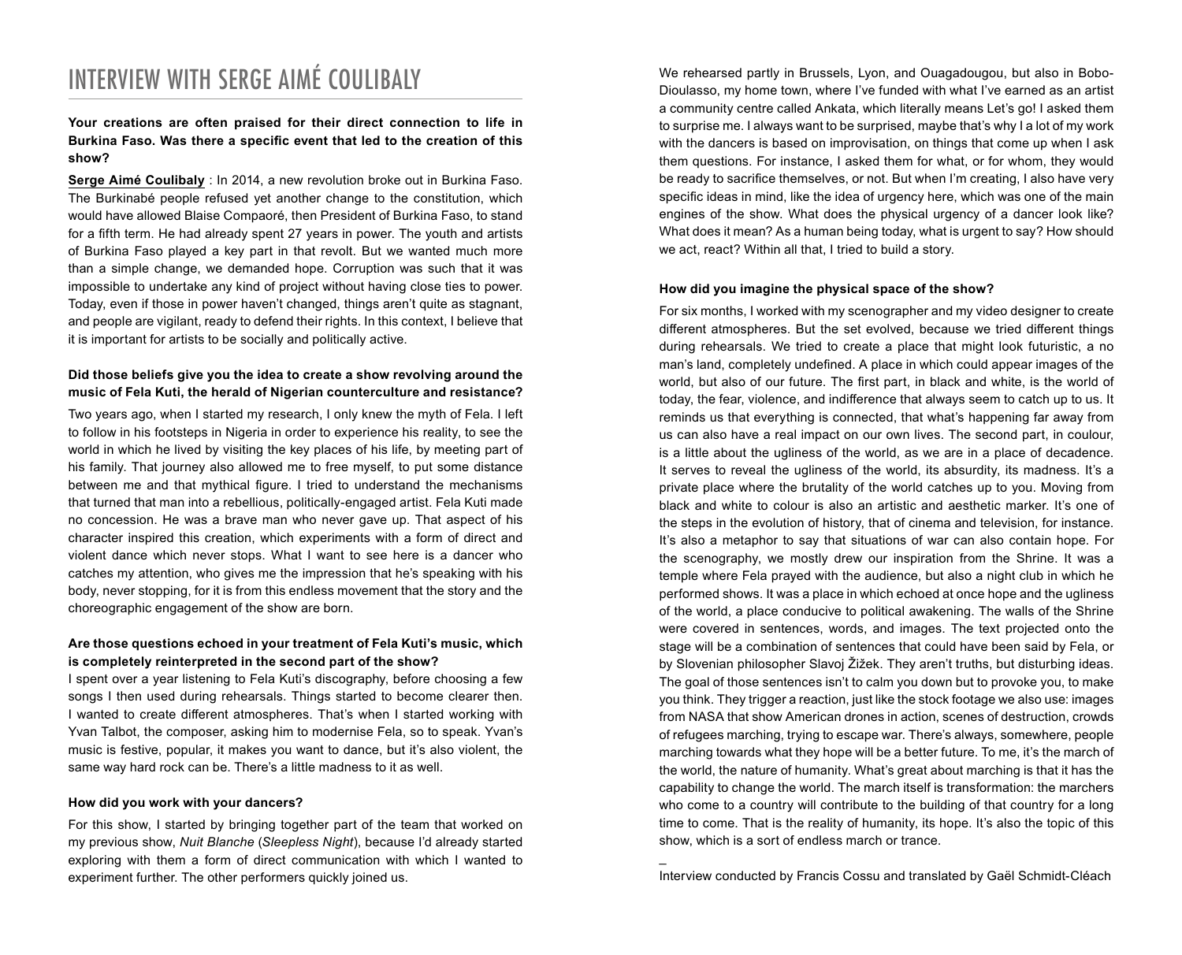# INTERVIEW WITH SERGE AIMÉ COULIBALY

**Your creations are often praised for their direct connection to life in Burkina Faso. Was there a specific event that led to the creation of this show?**

**Serge Aimé Coulibaly** : In 2014, a new revolution broke out in Burkina Faso. The Burkinabé people refused yet another change to the constitution, which would have allowed Blaise Compaoré, then President of Burkina Faso, to stand for a fifth term. He had already spent 27 years in power. The youth and artists of Burkina Faso played a key part in that revolt. But we wanted much more than a simple change, we demanded hope. Corruption was such that it was impossible to undertake any kind of project without having close ties to power. Today, even if those in power haven't changed, things aren't quite as stagnant, and people are vigilant, ready to defend their rights. In this context, I believe that it is important for artists to be socially and politically active.

**Did those beliefs give you the idea to create a show revolving around the music of Fela Kuti, the herald of Nigerian counterculture and resistance?**

Two years ago, when I started my research, I only knew the myth of Fela. I left to follow in his footsteps in Nigeria in order to experience his reality, to see the world in which he lived by visiting the key places of his life, by meeting part of his family. That journey also allowed me to free myself, to put some distance between me and that mythical figure. I tried to understand the mechanisms that turned that man into a rebellious, politically-engaged artist. Fela Kuti made no concession. He was a brave man who never gave up. That aspect of his character inspired this creation, which experiments with a form of direct and violent dance which never stops. What I want to see here is a dancer who catches my attention, who gives me the impression that he's speaking with his body, never stopping, for it is from this endless movement that the story and the choreographic engagement of the show are born.

**Are those questions echoed in your treatment of Fela Kuti's music, which is completely reinterpreted in the second part of the show?**

I spent over a year listening to Fela Kuti's discography, before choosing a few songs I then used during rehearsals. Things started to become clearer then. I wanted to create different atmospheres. That's when I started working with Yvan Talbot, the composer, asking him to modernise Fela, so to speak. Yvan's music is festive, popular, it makes you want to dance, but it's also violent, the same way hard rock can be. There's a little madness to it as well.

**How did you work with your dancers?**

For this show, I started by bringing together part of the team that worked on my previous show, *Nuit Blanche* (*Sleepless Night*), because I'd already started exploring with them a form of direct communication with which I wanted to experiment further. The other performers quickly joined us.

We rehearsed partly in Brussels, Lyon, and Ouagadougou, but also in Bobo-Dioulasso, my home town, where I've funded with what I've earned as an artist a community centre called Ankata, which literally means Let's go! I asked them to surprise me. I always want to be surprised, maybe that's why I a lot of my work with the dancers is based on improvisation, on things that come up when I ask them questions. For instance, I asked them for what, or for whom, they would be ready to sacrifice themselves, or not. But when I'm creating, I also have very specific ideas in mind, like the idea of urgency here, which was one of the main engines of the show. What does the physical urgency of a dancer look like? What does it mean? As a human being today, what is urgent to say? How should we act, react? Within all that, I tried to build a story.

**How did you imagine the physical space of the show?**

For six months, I worked with my scenographer and my video designer to create different atmospheres. But the set evolved, because we tried different things during rehearsals. We tried to create a place that might look futuristic, a no man's land, completely undefined. A place in which could appear images of the world, but also of our future. The first part, in black and white, is the world of today, the fear, violence, and indifference that always seem to catch up to us. It reminds us that everything is connected, that what's happening far away from us can also have a real impact on our own lives. The second part, in coulour, is a little about the ugliness of the world, as we are in a place of decadence. It serves to reveal the ugliness of the world, its absurdity, its madness. It's a private place where the brutality of the world catches up to you. Moving from black and white to colour is also an artistic and aesthetic marker. It's one of the steps in the evolution of history, that of cinema and television, for instance. It's also a metaphor to say that situations of war can also contain hope. For the scenography, we mostly drew our inspiration from the Shrine. It was a temple where Fela prayed with the audience, but also a night club in which he performed shows. It was a place in which echoed at once hope and the ugliness of the world, a place conducive to political awakening. The walls of the Shrine were covered in sentences, words, and images. The text projected onto the stage will be a combination of sentences that could have been said by Fela, or by Slovenian philosopher Slavoj Žižek. They aren't truths, but disturbing ideas. The goal of those sentences isn't to calm you down but to provoke you, to make you think. They trigger a reaction, just like the stock footage we also use: images from NASA that show American drones in action, scenes of destruction, crowds of refugees marching, trying to escape war. There's always, somewhere, people marching towards what they hope will be a better future. To me, it's the march of the world, the nature of humanity. What's great about marching is that it has the capability to change the world. The march itself is transformation: the marchers who come to a country will contribute to the building of that country for a long time to come. That is the reality of humanity, its hope. It's also the topic of this show, which is a sort of endless march or trance.

_

Interview conducted by Francis Cossu and translated by Gaël Schmidt-Cléach